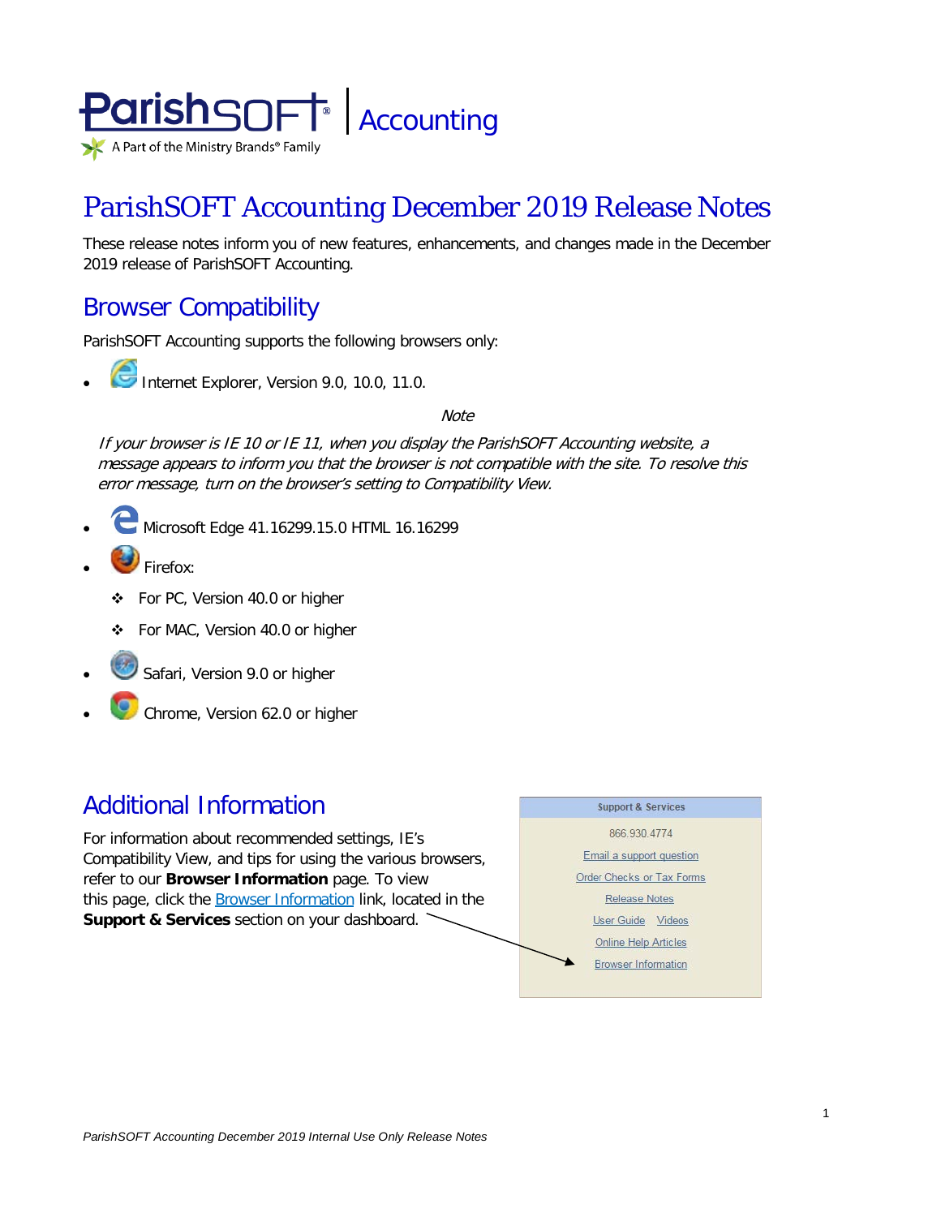ParishSOFT | Accounting

A Part of the Ministry Brands® Family

# ParishSOFT Accounting December 2019 Release Notes

These release notes inform you of new features, enhancements, and changes made in the December 2019 release of ParishSOFT Accounting.

## Browser Compatibility

ParishSOFT Accounting supports the following browsers only:

- Internet Explorer, Version 9.0, 10.0, 11.0.

> *Note*
>
> *If your browser is IE 10 or IE 11, when you display the ParishSOFT Accounting website, a message appears to inform you that the browser is not compatible with the site. To resolve this error message, turn on the browser's setting to Compatibility View.*

- Microsoft Edge 41.16299.15.0 HTML 16.16299
- Firefox:
  - For PC, Version 40.0 or higher
  - For MAC, Version 40.0 or higher
- Safari, Version 9.0 or higher
- Chrome, Version 62.0 or higher

## Additional Information

For information about recommended settings, IE's Compatibility View, and tips for using the various browsers, refer to our **Browser Information** page. To view this page, click the Browser Information link, located in the **Support & Services** section on your dashboard.

**Support & Services**

866.930.4774

Email a support question

Order Checks or Tax Forms

Release Notes

User Guide  Videos

Online Help Articles

Browser Information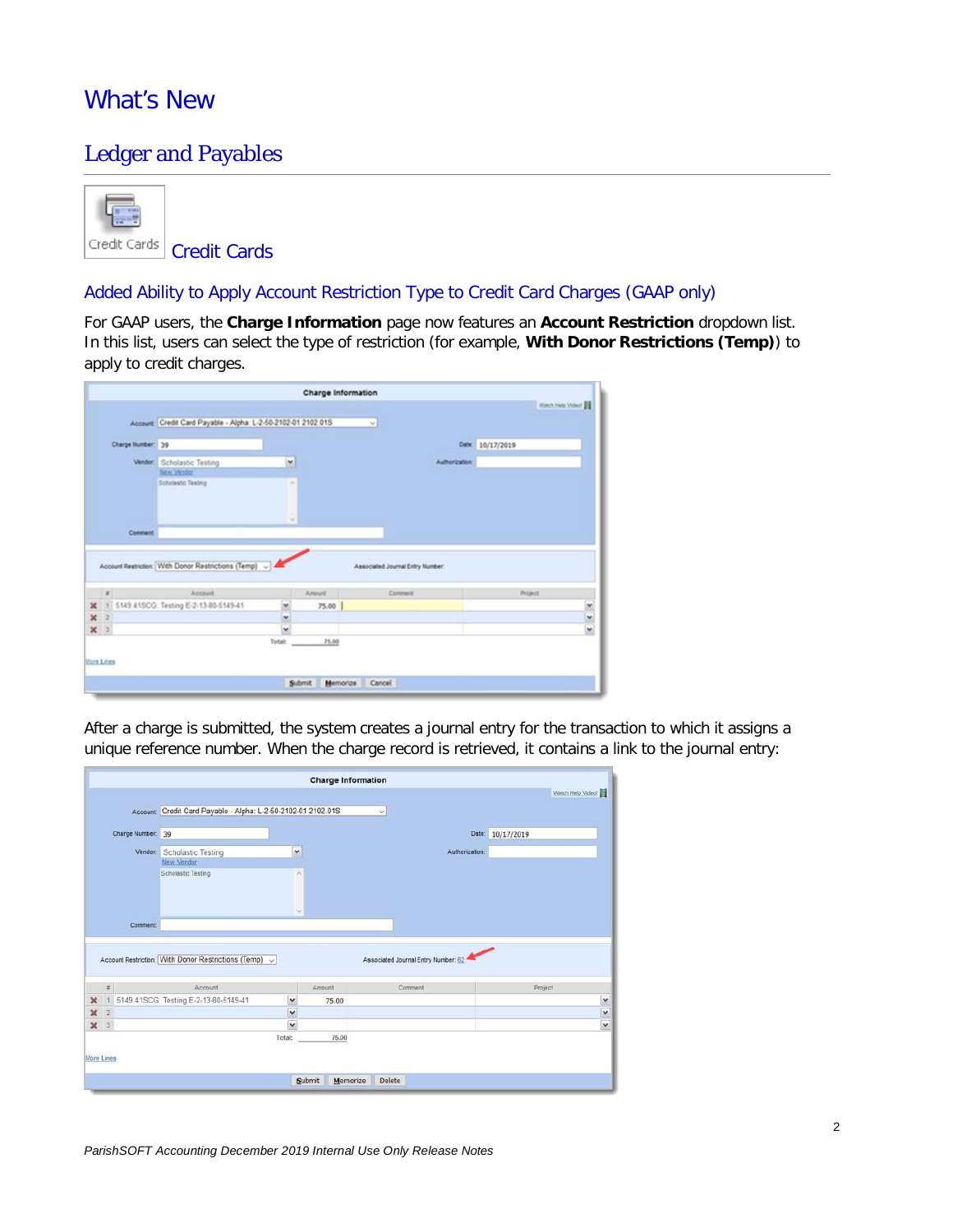# What's New

## Ledger and Payables

### Credit Cards

#### Added Ability to Apply Account Restriction Type to Credit Card Charges (GAAP only)

For GAAP users, the **Charge Information** page now features an **Account Restriction** dropdown list. In this list, users can select the type of restriction (for example, **With Donor Restrictions (Temp)**) to apply to credit charges.

After a charge is submitted, the system creates a journal entry for the transaction to which it assigns a unique reference number. When the charge record is retrieved, it contains a link to the journal entry: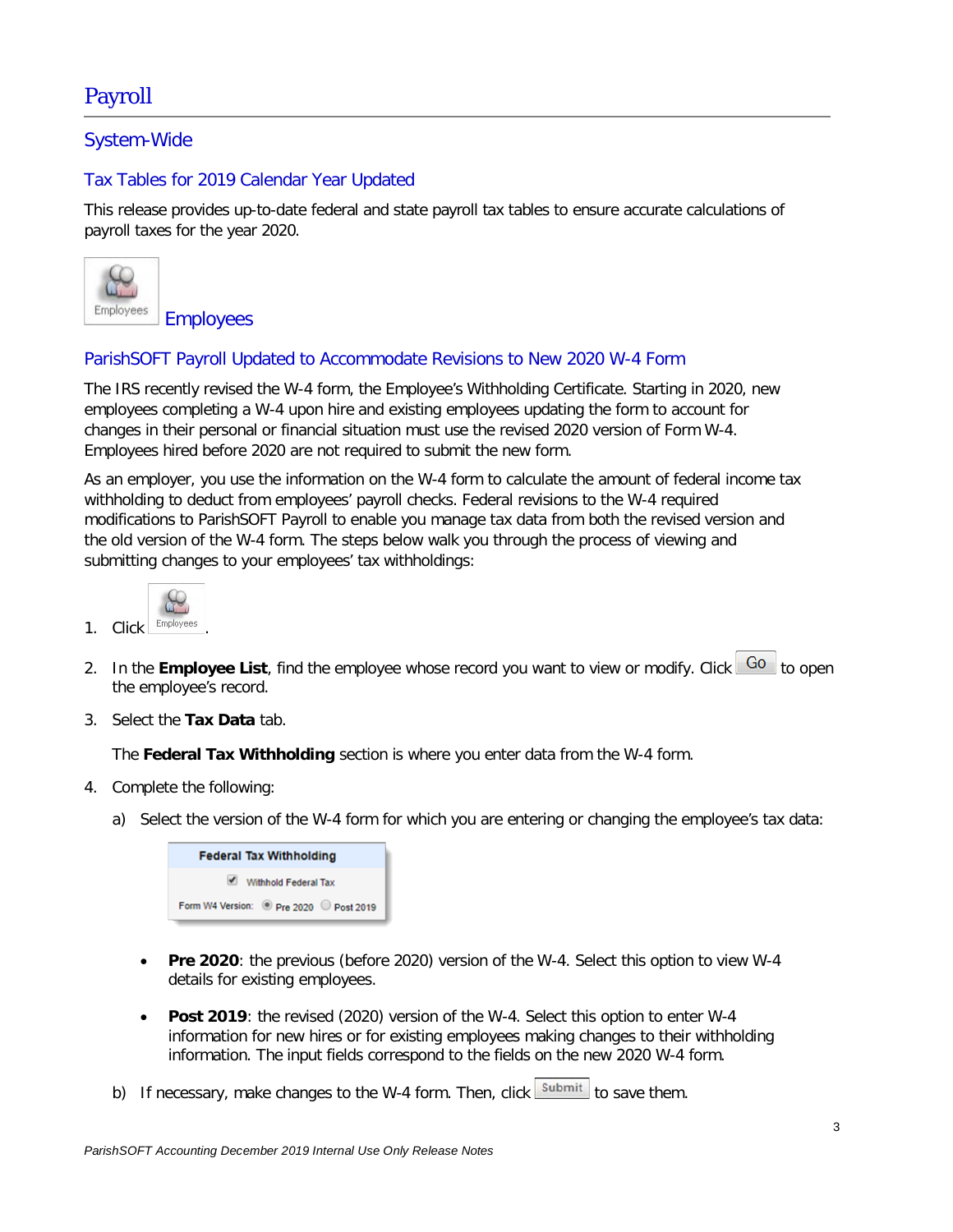# Payroll

## System-Wide

### Tax Tables for 2019 Calendar Year Updated

This release provides up-to-date federal and state payroll tax tables to ensure accurate calculations of payroll taxes for the year 2020.

## Employees

### ParishSOFT Payroll Updated to Accommodate Revisions to New 2020 W-4 Form

The IRS recently revised the W-4 form, the Employee's Withholding Certificate. Starting in 2020, new employees completing a W-4 upon hire and existing employees updating the form to account for changes in their personal or financial situation must use the revised 2020 version of Form W-4. Employees hired before 2020 are not required to submit the new form.

As an employer, you use the information on the W-4 form to calculate the amount of federal income tax withholding to deduct from employees' payroll checks. Federal revisions to the W-4 required modifications to ParishSOFT Payroll to enable you manage tax data from both the revised version and the old version of the W-4 form. The steps below walk you through the process of viewing and submitting changes to your employees' tax withholdings:

1. Click Employees.
2. In the **Employee List**, find the employee whose record you want to view or modify. Click Go to open the employee's record.
3. Select the **Tax Data** tab.

   The **Federal Tax Withholding** section is where you enter data from the W-4 form.

4. Complete the following:

   a) Select the version of the W-4 form for which you are entering or changing the employee's tax data:

   Federal Tax Withholding
   Withhold Federal Tax
   Form W4 Version: Pre 2020 Post 2019

   - **Pre 2020**: the previous (before 2020) version of the W-4. Select this option to view W-4 details for existing employees.
   - **Post 2019**: the revised (2020) version of the W-4. Select this option to enter W-4 information for new hires or for existing employees making changes to their withholding information. The input fields correspond to the fields on the new 2020 W-4 form.

   b) If necessary, make changes to the W-4 form. Then, click Submit to save them.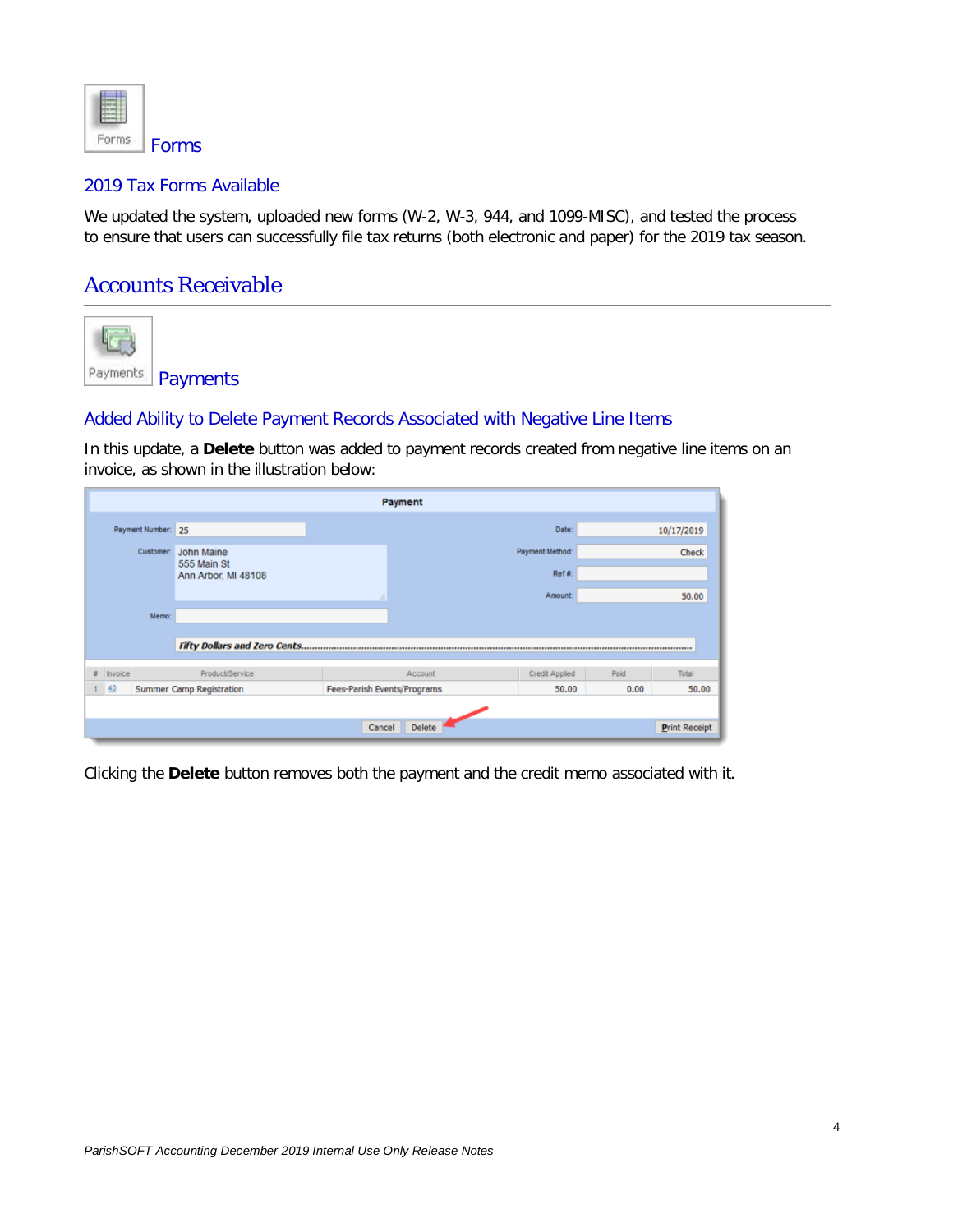### Forms

#### 2019 Tax Forms Available

We updated the system, uploaded new forms (W-2, W-3, 944, and 1099-MISC), and tested the process to ensure that users can successfully file tax returns (both electronic and paper) for the 2019 tax season.

## Accounts Receivable

### Payments

#### Added Ability to Delete Payment Records Associated with Negative Line Items

In this update, a **Delete** button was added to payment records created from negative line items on an invoice, as shown in the illustration below:

Clicking the **Delete** button removes both the payment and the credit memo associated with it.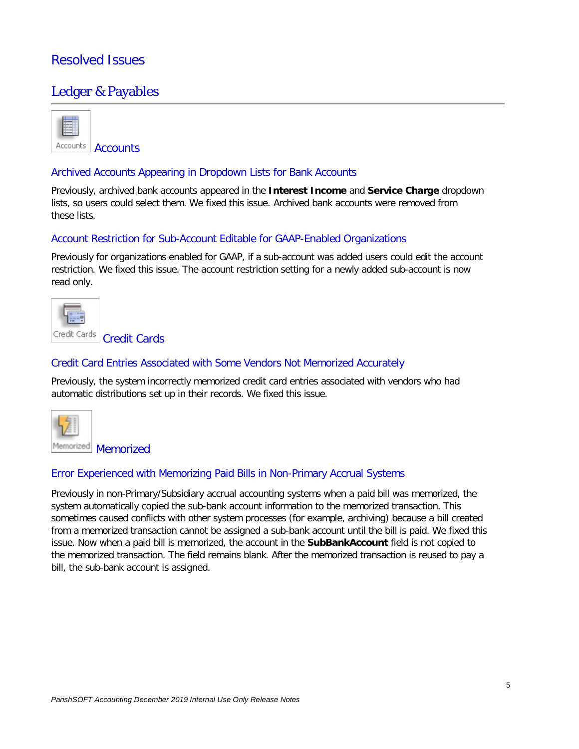# Resolved Issues

## Ledger & Payables

### Accounts

#### Archived Accounts Appearing in Dropdown Lists for Bank Accounts

Previously, archived bank accounts appeared in the **Interest Income** and **Service Charge** dropdown lists, so users could select them. We fixed this issue. Archived bank accounts were removed from these lists.

#### Account Restriction for Sub-Account Editable for GAAP-Enabled Organizations

Previously for organizations enabled for GAAP, if a sub-account was added users could edit the account restriction. We fixed this issue. The account restriction setting for a newly added sub-account is now read only.

### Credit Cards

#### Credit Card Entries Associated with Some Vendors Not Memorized Accurately

Previously, the system incorrectly memorized credit card entries associated with vendors who had automatic distributions set up in their records. We fixed this issue.

### Memorized

#### Error Experienced with Memorizing Paid Bills in Non-Primary Accrual Systems

Previously in non-Primary/Subsidiary accrual accounting systems when a paid bill was memorized, the system automatically copied the sub-bank account information to the memorized transaction. This sometimes caused conflicts with other system processes (for example, archiving) because a bill created from a memorized transaction cannot be assigned a sub-bank account until the bill is paid. We fixed this issue. Now when a paid bill is memorized, the account in the **SubBankAccount** field is not copied to the memorized transaction. The field remains blank. After the memorized transaction is reused to pay a bill, the sub-bank account is assigned.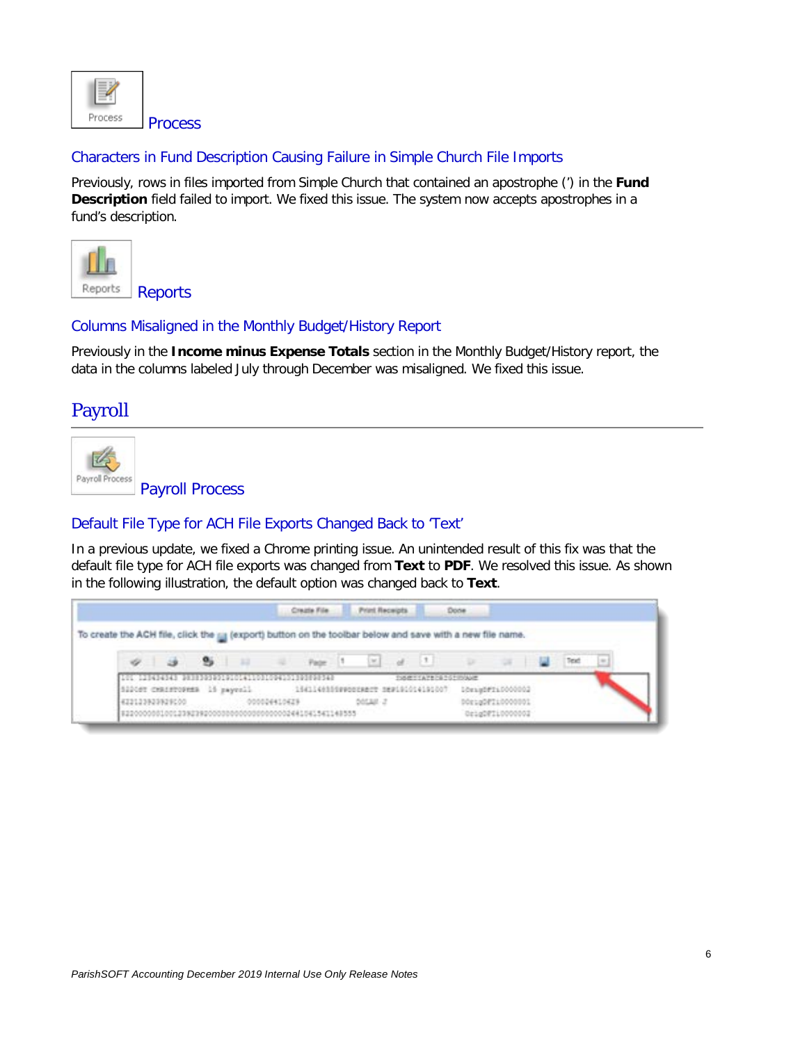### Process

#### Characters in Fund Description Causing Failure in Simple Church File Imports

Previously, rows in files imported from Simple Church that contained an apostrophe (') in the **Fund Description** field failed to import. We fixed this issue. The system now accepts apostrophes in a fund's description.

### Reports

#### Columns Misaligned in the Monthly Budget/History Report

Previously in the **Income minus Expense Totals** section in the Monthly Budget/History report, the data in the columns labeled July through December was misaligned. We fixed this issue.

## Payroll

### Payroll Process

#### Default File Type for ACH File Exports Changed Back to 'Text'

In a previous update, we fixed a Chrome printing issue. An unintended result of this fix was that the default file type for ACH file exports was changed from **Text** to **PDF**. We resolved this issue. As shown in the following illustration, the default option was changed back to **Text**.